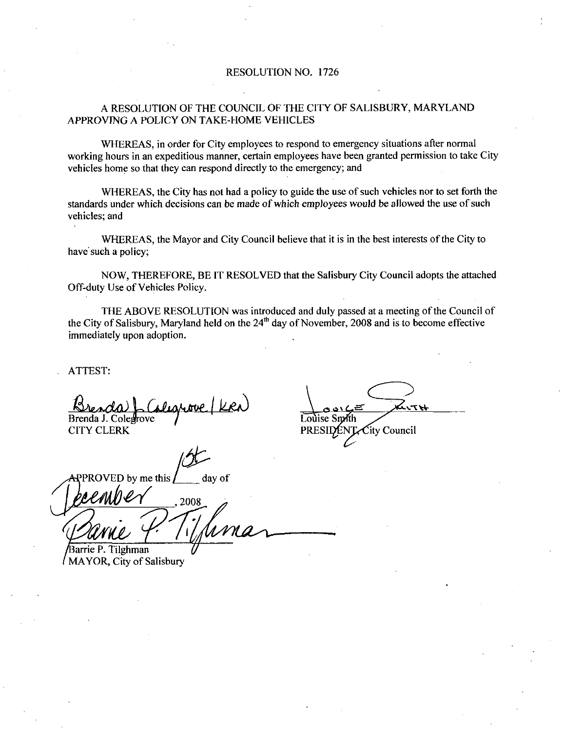# RESOLUTION NO. 1726

## A RESOLUTION OF THE COUNCIL OF THE CITY OF SALISBURY, MARYLAND APPROVING A POLICY ON TAKE-HOME VEHICLES

WHEREAS, in order for City employees to respond to emergency situations after normal working hours in an expeditious manner, certain employees have been granted permission to take City vehicles home so that they can respond directly to the emergency; and

WHEREAS, the City has not had a policy to guide the use of such vehicles nor to set forth the standards under which decisions can be made of which employees would be allowed the use of such vehicles; and

WHEREAS, the Mayor and City Council believe that it is in the best interests of the City to have such a policy;

NOW, THEREFORE, BE IT RESOLVED that the Salisbury City Council adopts the attached Off-duty Use of Vehicles Policy.

THE ABOVE RESOLUTION was introduced and duly passed at a meeting of the Council of the City of Salisbury, Maryland held on the 24th day of November, 2008 and is to become effective immediately upon adoption.

ATTEST:

Brenda J. Colegrove (KRN)
Brenda J. Colegrove
CITY CLERK

Louise Smith
Louise Smith
PRESIDENT, City Council

APPROVED by me this 1st day of December, 2008

Barrie P. Tilghman
Barrie P. Tilghman
MAYOR, City of Salisbury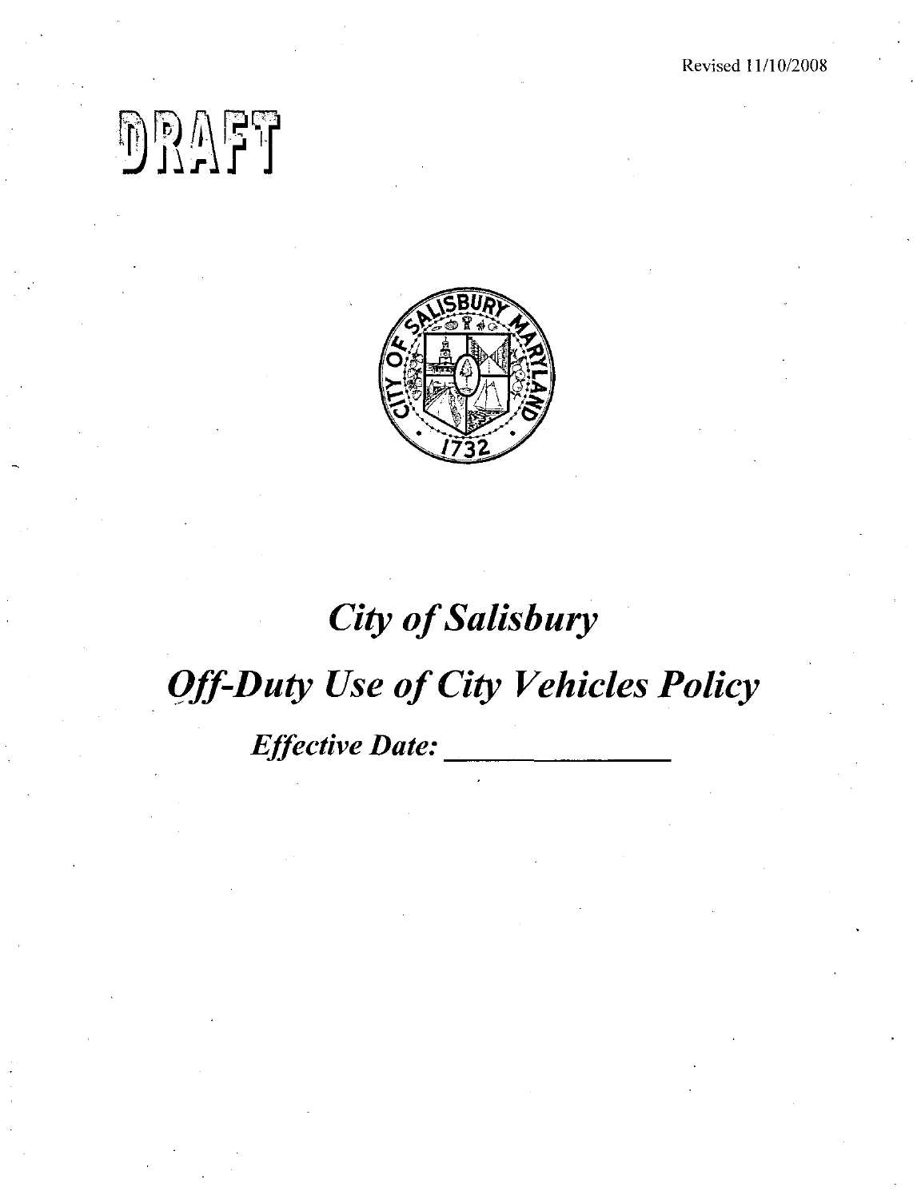Revised 11/10/2008

DRAFT

# *City of Salisbury*

# *Off-Duty Use of City Vehicles Policy*

***Effective Date: _______________***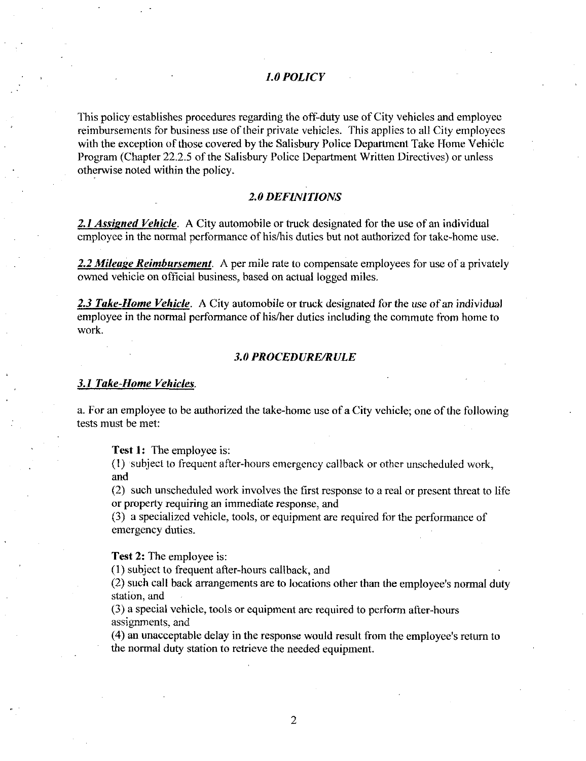## *1.0 POLICY*

This policy establishes procedures regarding the off-duty use of City vehicles and employee reimbursements for business use of their private vehicles. This applies to all City employees with the exception of those covered by the Salisbury Police Department Take Home Vehicle Program (Chapter 22.2.5 of the Salisbury Police Department Written Directives) or unless otherwise noted within the policy.

## *2.0 DEFINITIONS*

***2.1 Assigned Vehicle***. A City automobile or truck designated for the use of an individual employee in the normal performance of his/his duties but not authorized for take-home use.

***2.2 Mileage Reimbursement***. A per mile rate to compensate employees for use of a privately owned vehicle on official business, based on actual logged miles.

***2.3 Take-Home Vehicle***. A City automobile or truck designated for the use of an individual employee in the normal performance of his/her duties including the commute from home to work.

## *3.0 PROCEDURE/RULE*

### *3.1 Take-Home Vehicles*.

a. For an employee to be authorized the take-home use of a City vehicle; one of the following tests must be met:

**Test 1:** The employee is:

(1) subject to frequent after-hours emergency callback or other unscheduled work, and

(2) such unscheduled work involves the first response to a real or present threat to life or property requiring an immediate response, and

(3) a specialized vehicle, tools, or equipment are required for the performance of emergency duties.

**Test 2:** The employee is:

(1) subject to frequent after-hours callback, and

(2) such call back arrangements are to locations other than the employee's normal duty station, and

(3) a special vehicle, tools or equipment are required to perform after-hours assignments, and

(4) an unacceptable delay in the response would result from the employee's return to the normal duty station to retrieve the needed equipment.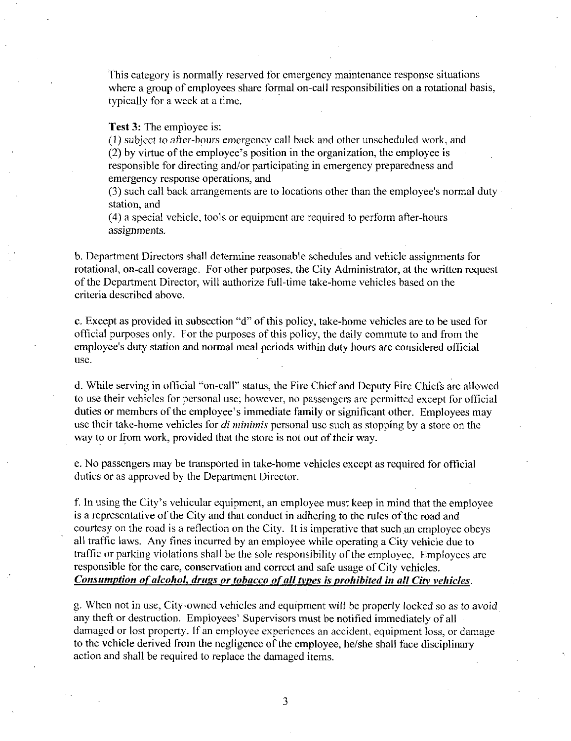This category is normally reserved for emergency maintenance response situations where a group of employees share formal on-call responsibilities on a rotational basis, typically for a week at a time.

**Test 3:** The employee is:
(1) subject to after-hours emergency call back and other unscheduled work, and
(2) by virtue of the employee's position in the organization, the employee is responsible for directing and/or participating in emergency preparedness and emergency response operations, and
(3) such call back arrangements are to locations other than the employee's normal duty station, and
(4) a special vehicle, tools or equipment are required to perform after-hours assignments.

b. Department Directors shall determine reasonable schedules and vehicle assignments for rotational, on-call coverage. For other purposes, the City Administrator, at the written request of the Department Director, will authorize full-time take-home vehicles based on the criteria described above.

c. Except as provided in subsection "d" of this policy, take-home vehicles are to be used for official purposes only. For the purposes of this policy, the daily commute to and from the employee's duty station and normal meal periods within duty hours are considered official use.

d. While serving in official "on-call" status, the Fire Chief and Deputy Fire Chiefs are allowed to use their vehicles for personal use; however, no passengers are permitted except for official duties or members of the employee's immediate family or significant other. Employees may use their take-home vehicles for *di minimis* personal use such as stopping by a store on the way to or from work, provided that the store is not out of their way.

e. No passengers may be transported in take-home vehicles except as required for official duties or as approved by the Department Director.

f. In using the City's vehicular equipment, an employee must keep in mind that the employee is a representative of the City and that conduct in adhering to the rules of the road and courtesy on the road is a reflection on the City. It is imperative that such an employee obeys all traffic laws. Any fines incurred by an employee while operating a City vehicle due to traffic or parking violations shall be the sole responsibility of the employee. Employees are responsible for the care, conservation and correct and safe usage of City vehicles. ***Consumption of alcohol, drugs or tobacco of all types is prohibited in all City vehicles***.

g. When not in use, City-owned vehicles and equipment will be properly locked so as to avoid any theft or destruction. Employees' Supervisors must be notified immediately of all damaged or lost property. If an employee experiences an accident, equipment loss, or damage to the vehicle derived from the negligence of the employee, he/she shall face disciplinary action and shall be required to replace the damaged items.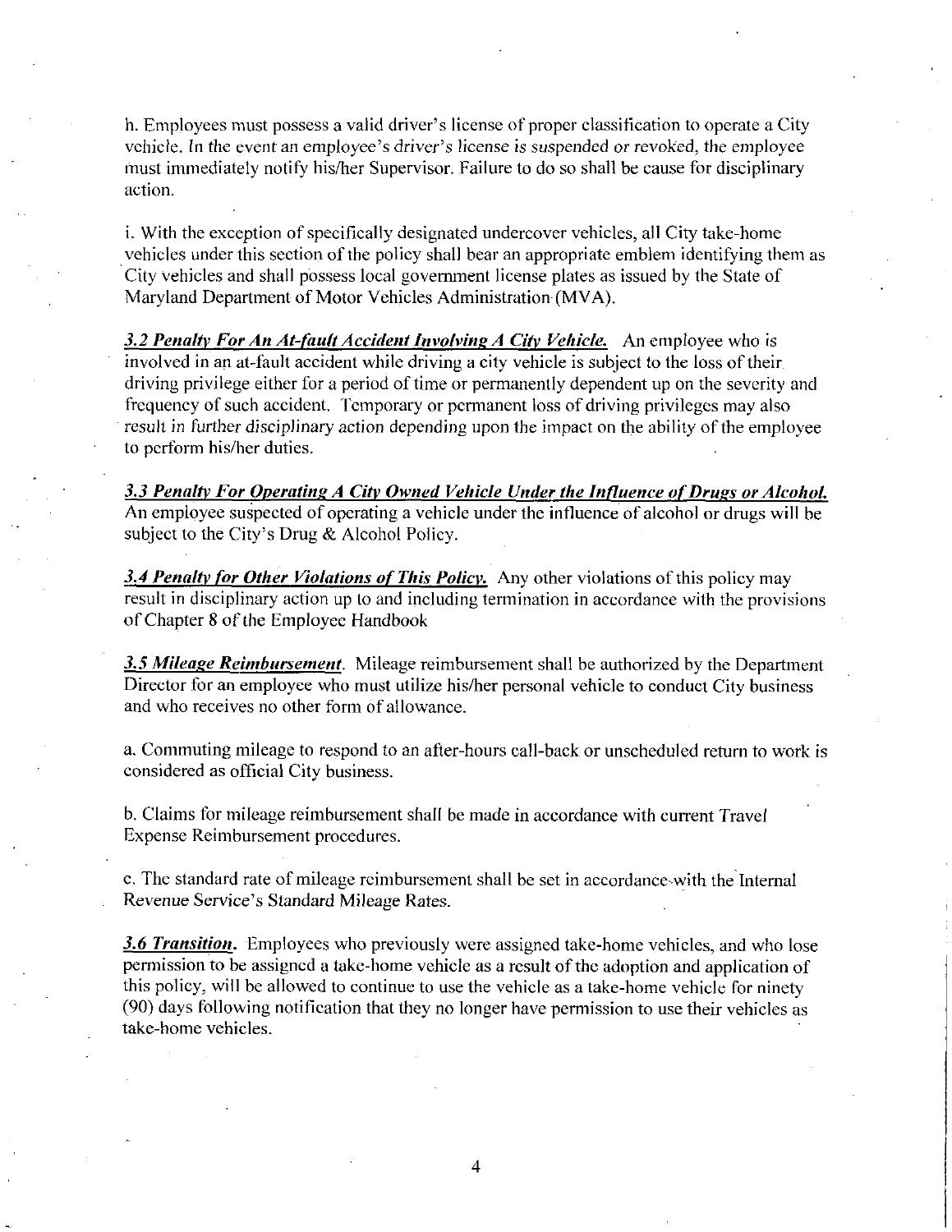h. Employees must possess a valid driver's license of proper classification to operate a City vehicle. In the event an employee's driver's license is suspended or revoked, the employee must immediately notify his/her Supervisor. Failure to do so shall be cause for disciplinary action.

i. With the exception of specifically designated undercover vehicles, all City take-home vehicles under this section of the policy shall bear an appropriate emblem identifying them as City vehicles and shall possess local government license plates as issued by the State of Maryland Department of Motor Vehicles Administration (MVA).

***3.2 Penalty For An At-fault Accident Involving A City Vehicle.*** An employee who is involved in an at-fault accident while driving a city vehicle is subject to the loss of their driving privilege either for a period of time or permanently dependent up on the severity and frequency of such accident. Temporary or permanent loss of driving privileges may also result in further disciplinary action depending upon the impact on the ability of the employee to perform his/her duties.

***3.3 Penalty For Operating A City Owned Vehicle Under the Influence of Drugs or Alcohol.*** An employee suspected of operating a vehicle under the influence of alcohol or drugs will be subject to the City's Drug & Alcohol Policy.

***3.4 Penalty for Other Violations of This Policy.*** Any other violations of this policy may result in disciplinary action up to and including termination in accordance with the provisions of Chapter 8 of the Employee Handbook

***3.5 Mileage Reimbursement.*** Mileage reimbursement shall be authorized by the Department Director for an employee who must utilize his/her personal vehicle to conduct City business and who receives no other form of allowance.

a. Commuting mileage to respond to an after-hours call-back or unscheduled return to work is considered as official City business.

b. Claims for mileage reimbursement shall be made in accordance with current Travel Expense Reimbursement procedures.

c. The standard rate of mileage reimbursement shall be set in accordance with the Internal Revenue Service's Standard Mileage Rates.

***3.6 Transition.*** Employees who previously were assigned take-home vehicles, and who lose permission to be assigned a take-home vehicle as a result of the adoption and application of this policy, will be allowed to continue to use the vehicle as a take-home vehicle for ninety (90) days following notification that they no longer have permission to use their vehicles as take-home vehicles.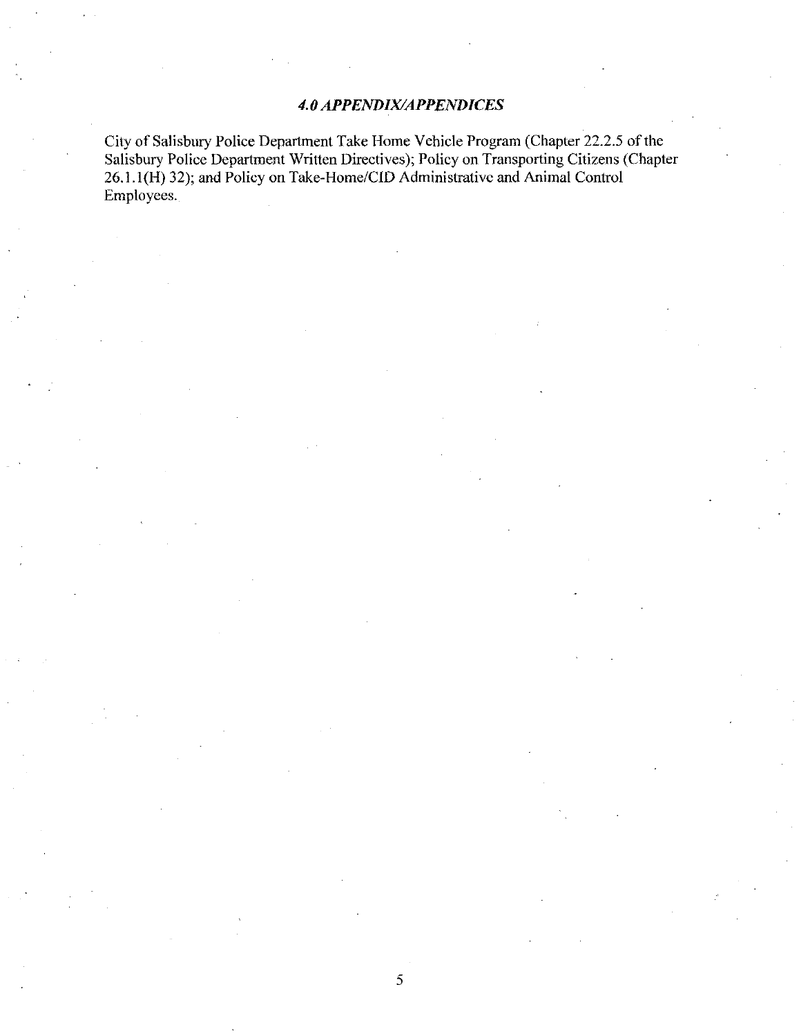## *4.0 APPENDIX/APPENDICES*

City of Salisbury Police Department Take Home Vehicle Program (Chapter 22.2.5 of the Salisbury Police Department Written Directives); Policy on Transporting Citizens (Chapter 26.1.1(H) 32); and Policy on Take-Home/CID Administrative and Animal Control Employees.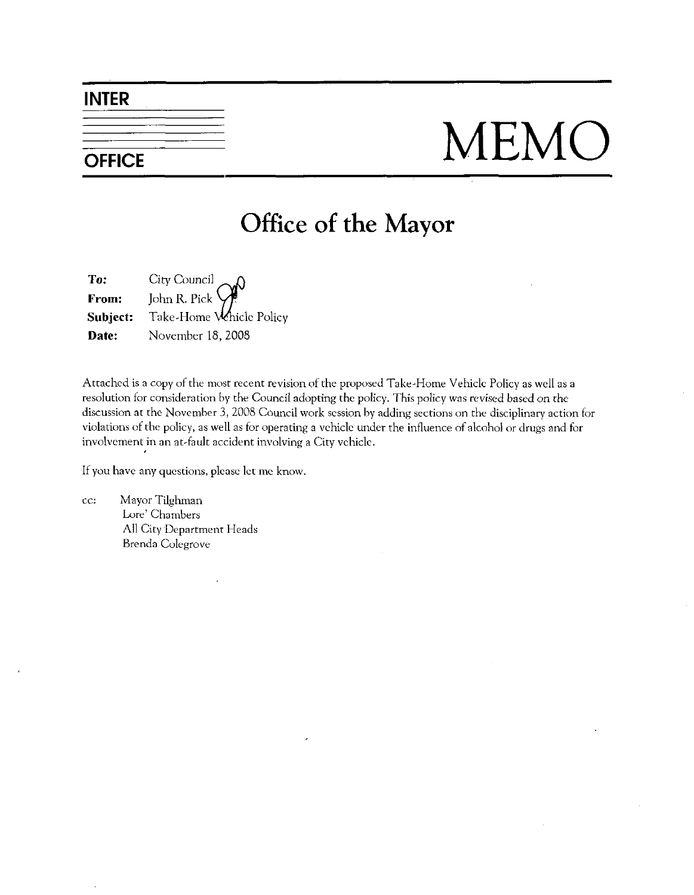**INTER**

**OFFICE**

# MEMO

## Office of the Mayor

**To:** City Council
**From:** John R. Pick
**Subject:** Take-Home Vehicle Policy
**Date:** November 18, 2008

Attached is a copy of the most recent revision of the proposed Take-Home Vehicle Policy as well as a resolution for consideration by the Council adopting the policy. This policy was revised based on the discussion at the November 3, 2008 Council work session by adding sections on the disciplinary action for violations of the policy, as well as for operating a vehicle under the influence of alcohol or drugs and for involvement in an at-fault accident involving a City vehicle.

If you have any questions, please let me know.

cc: Mayor Tilghman
Lore' Chambers
All City Department Heads
Brenda Colegrove